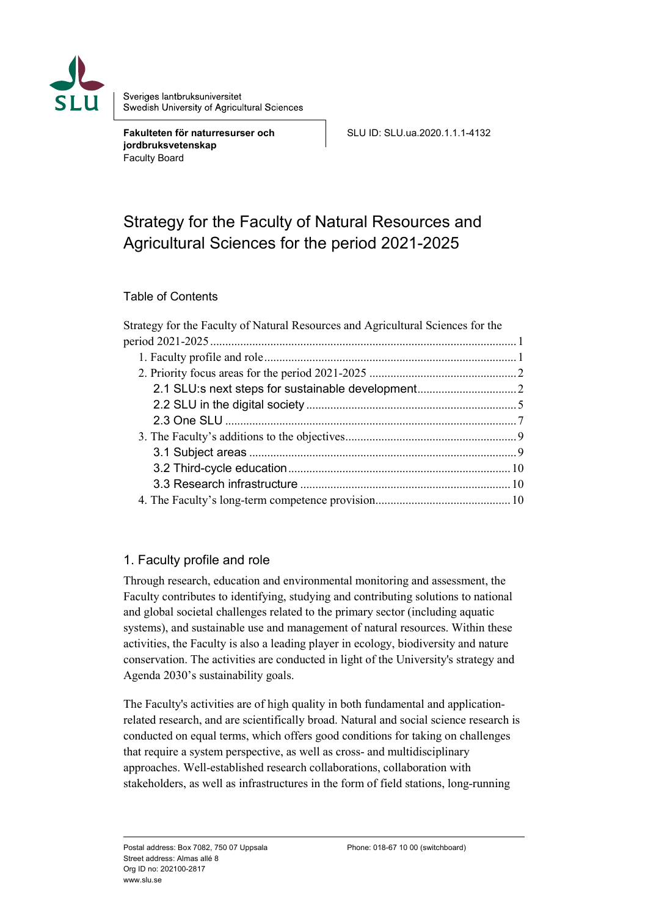Sveriges lantbruksuniversitet
Swedish University of Agricultural Sciences

**Fakulteten för naturresurser och jordbruksvetenskap**
Faculty Board

SLU ID: SLU.ua.2020.1.1.1-4132

# Strategy for the Faculty of Natural Resources and Agricultural Sciences for the period 2021-2025

## Table of Contents

Strategy for the Faculty of Natural Resources and Agricultural Sciences for the period 2021-2025 ... 1
- 1. Faculty profile and role ... 1
- 2. Priority focus areas for the period 2021-2025 ... 2
  - 2.1 SLU:s next steps for sustainable development ... 2
  - 2.2 SLU in the digital society ... 5
  - 2.3 One SLU ... 7
- 3. The Faculty's additions to the objectives ... 9
  - 3.1 Subject areas ... 9
  - 3.2 Third-cycle education ... 10
  - 3.3 Research infrastructure ... 10
- 4. The Faculty's long-term competence provision ... 10

## 1. Faculty profile and role

Through research, education and environmental monitoring and assessment, the Faculty contributes to identifying, studying and contributing solutions to national and global societal challenges related to the primary sector (including aquatic systems), and sustainable use and management of natural resources. Within these activities, the Faculty is also a leading player in ecology, biodiversity and nature conservation. The activities are conducted in light of the University's strategy and Agenda 2030's sustainability goals.

The Faculty's activities are of high quality in both fundamental and application-related research, and are scientifically broad. Natural and social science research is conducted on equal terms, which offers good conditions for taking on challenges that require a system perspective, as well as cross- and multidisciplinary approaches. Well-established research collaborations, collaboration with stakeholders, as well as infrastructures in the form of field stations, long-running

Postal address: Box 7082, 750 07 Uppsala
Street address: Almas allé 8
Org ID no: 202100-2817
www.slu.se

Phone: 018-67 10 00 (switchboard)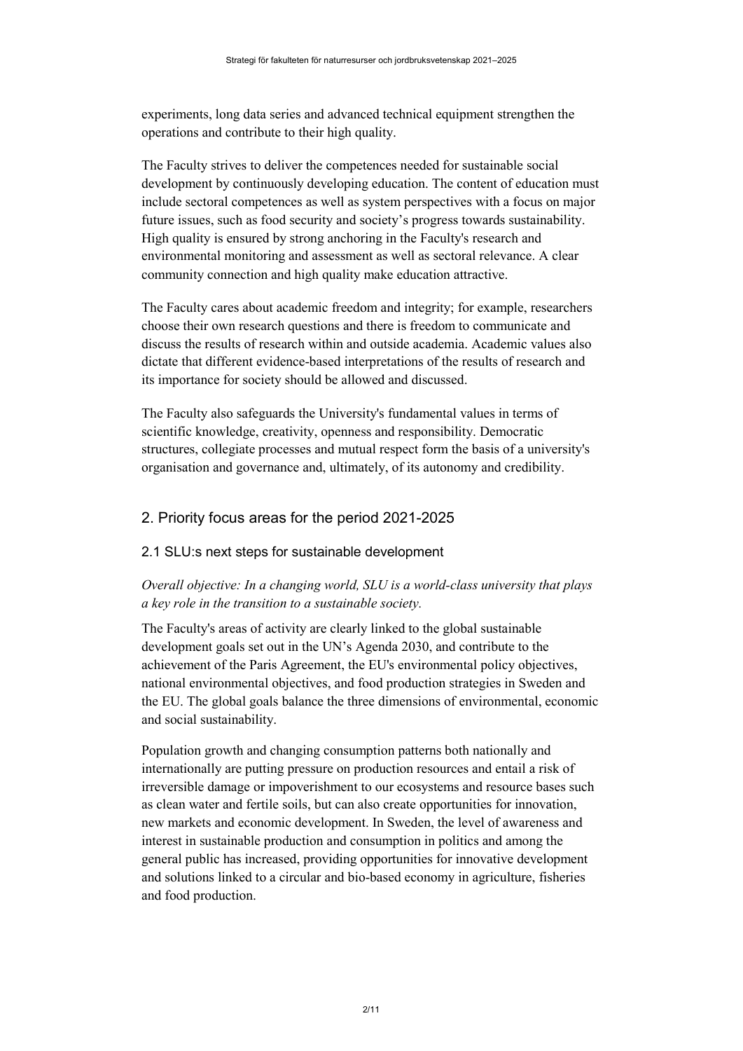experiments, long data series and advanced technical equipment strengthen the operations and contribute to their high quality.

The Faculty strives to deliver the competences needed for sustainable social development by continuously developing education. The content of education must include sectoral competences as well as system perspectives with a focus on major future issues, such as food security and society's progress towards sustainability. High quality is ensured by strong anchoring in the Faculty's research and environmental monitoring and assessment as well as sectoral relevance. A clear community connection and high quality make education attractive.

The Faculty cares about academic freedom and integrity; for example, researchers choose their own research questions and there is freedom to communicate and discuss the results of research within and outside academia. Academic values also dictate that different evidence-based interpretations of the results of research and its importance for society should be allowed and discussed.

The Faculty also safeguards the University's fundamental values in terms of scientific knowledge, creativity, openness and responsibility. Democratic structures, collegiate processes and mutual respect form the basis of a university's organisation and governance and, ultimately, of its autonomy and credibility.

## 2. Priority focus areas for the period 2021-2025

### 2.1 SLU:s next steps for sustainable development

*Overall objective: In a changing world, SLU is a world-class university that plays a key role in the transition to a sustainable society.*

The Faculty's areas of activity are clearly linked to the global sustainable development goals set out in the UN's Agenda 2030, and contribute to the achievement of the Paris Agreement, the EU's environmental policy objectives, national environmental objectives, and food production strategies in Sweden and the EU. The global goals balance the three dimensions of environmental, economic and social sustainability.

Population growth and changing consumption patterns both nationally and internationally are putting pressure on production resources and entail a risk of irreversible damage or impoverishment to our ecosystems and resource bases such as clean water and fertile soils, but can also create opportunities for innovation, new markets and economic development. In Sweden, the level of awareness and interest in sustainable production and consumption in politics and among the general public has increased, providing opportunities for innovative development and solutions linked to a circular and bio-based economy in agriculture, fisheries and food production.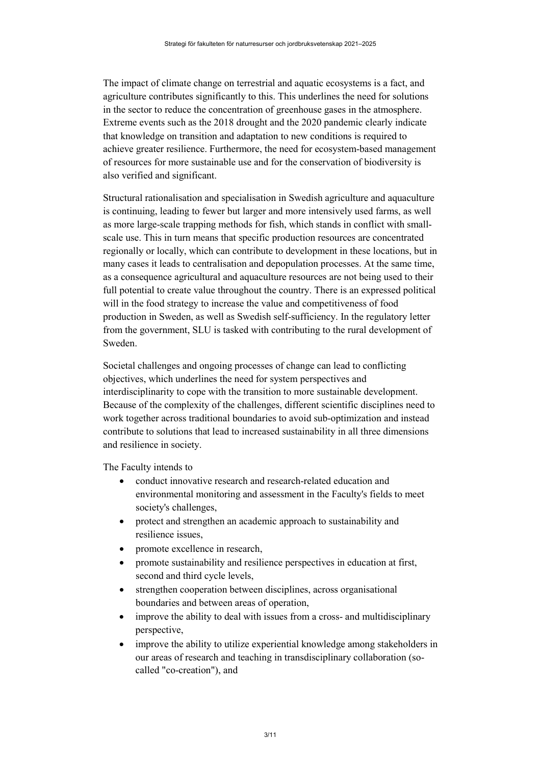The impact of climate change on terrestrial and aquatic ecosystems is a fact, and agriculture contributes significantly to this. This underlines the need for solutions in the sector to reduce the concentration of greenhouse gases in the atmosphere. Extreme events such as the 2018 drought and the 2020 pandemic clearly indicate that knowledge on transition and adaptation to new conditions is required to achieve greater resilience. Furthermore, the need for ecosystem-based management of resources for more sustainable use and for the conservation of biodiversity is also verified and significant.

Structural rationalisation and specialisation in Swedish agriculture and aquaculture is continuing, leading to fewer but larger and more intensively used farms, as well as more large-scale trapping methods for fish, which stands in conflict with small-scale use. This in turn means that specific production resources are concentrated regionally or locally, which can contribute to development in these locations, but in many cases it leads to centralisation and depopulation processes. At the same time, as a consequence agricultural and aquaculture resources are not being used to their full potential to create value throughout the country. There is an expressed political will in the food strategy to increase the value and competitiveness of food production in Sweden, as well as Swedish self-sufficiency. In the regulatory letter from the government, SLU is tasked with contributing to the rural development of Sweden.

Societal challenges and ongoing processes of change can lead to conflicting objectives, which underlines the need for system perspectives and interdisciplinarity to cope with the transition to more sustainable development. Because of the complexity of the challenges, different scientific disciplines need to work together across traditional boundaries to avoid sub-optimization and instead contribute to solutions that lead to increased sustainability in all three dimensions and resilience in society.

The Faculty intends to

- conduct innovative research and research-related education and environmental monitoring and assessment in the Faculty's fields to meet society's challenges,
- protect and strengthen an academic approach to sustainability and resilience issues,
- promote excellence in research,
- promote sustainability and resilience perspectives in education at first, second and third cycle levels,
- strengthen cooperation between disciplines, across organisational boundaries and between areas of operation,
- improve the ability to deal with issues from a cross- and multidisciplinary perspective,
- improve the ability to utilize experiential knowledge among stakeholders in our areas of research and teaching in transdisciplinary collaboration (so-called "co-creation"), and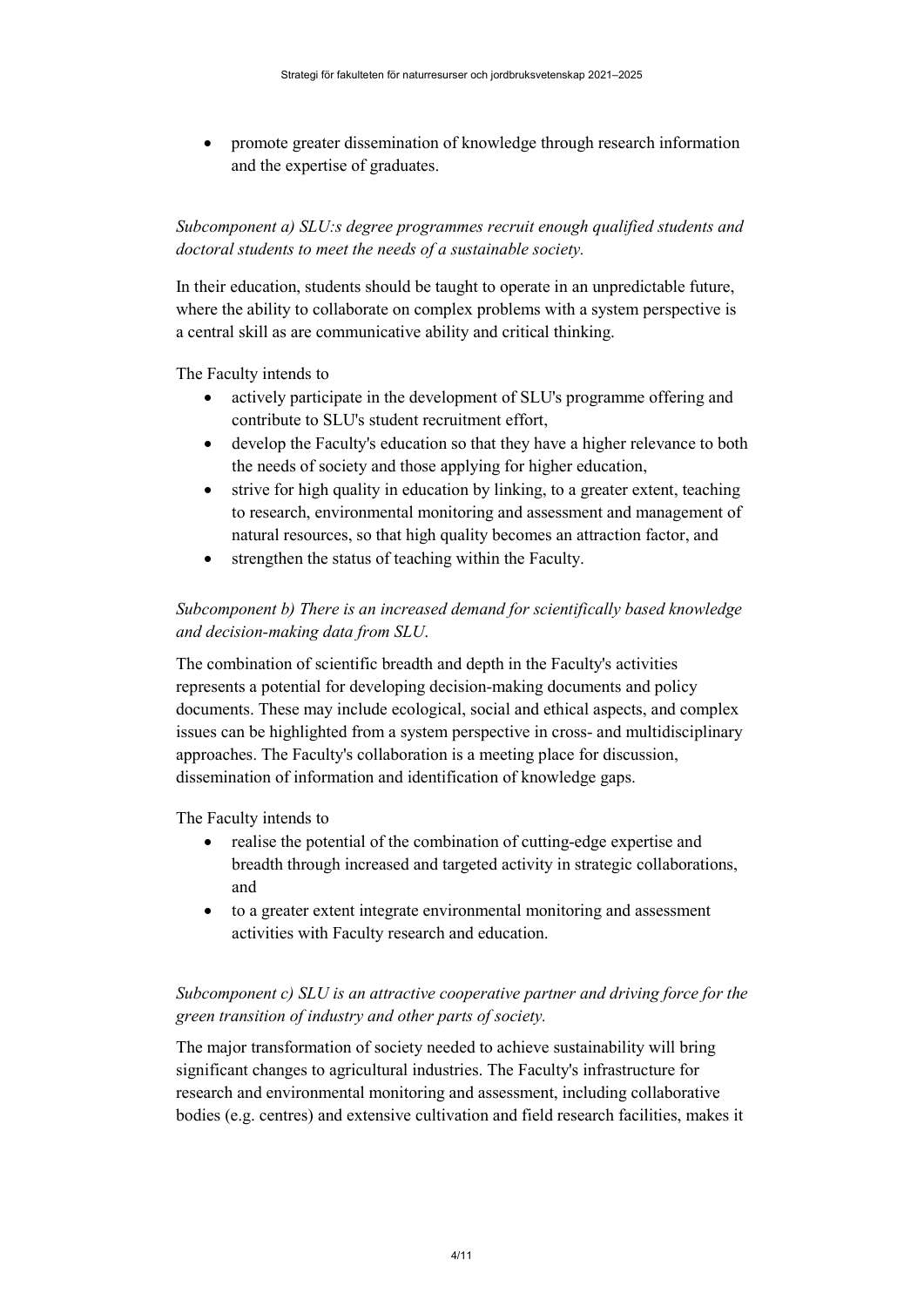- promote greater dissemination of knowledge through research information and the expertise of graduates.

*Subcomponent a) SLU:s degree programmes recruit enough qualified students and doctoral students to meet the needs of a sustainable society.*

In their education, students should be taught to operate in an unpredictable future, where the ability to collaborate on complex problems with a system perspective is a central skill as are communicative ability and critical thinking.

The Faculty intends to

- actively participate in the development of SLU's programme offering and contribute to SLU's student recruitment effort,
- develop the Faculty's education so that they have a higher relevance to both the needs of society and those applying for higher education,
- strive for high quality in education by linking, to a greater extent, teaching to research, environmental monitoring and assessment and management of natural resources, so that high quality becomes an attraction factor, and
- strengthen the status of teaching within the Faculty.

*Subcomponent b) There is an increased demand for scientifically based knowledge and decision-making data from SLU.*

The combination of scientific breadth and depth in the Faculty's activities represents a potential for developing decision-making documents and policy documents. These may include ecological, social and ethical aspects, and complex issues can be highlighted from a system perspective in cross- and multidisciplinary approaches. The Faculty's collaboration is a meeting place for discussion, dissemination of information and identification of knowledge gaps.

The Faculty intends to

- realise the potential of the combination of cutting-edge expertise and breadth through increased and targeted activity in strategic collaborations, and
- to a greater extent integrate environmental monitoring and assessment activities with Faculty research and education.

*Subcomponent c) SLU is an attractive cooperative partner and driving force for the green transition of industry and other parts of society.*

The major transformation of society needed to achieve sustainability will bring significant changes to agricultural industries. The Faculty's infrastructure for research and environmental monitoring and assessment, including collaborative bodies (e.g. centres) and extensive cultivation and field research facilities, makes it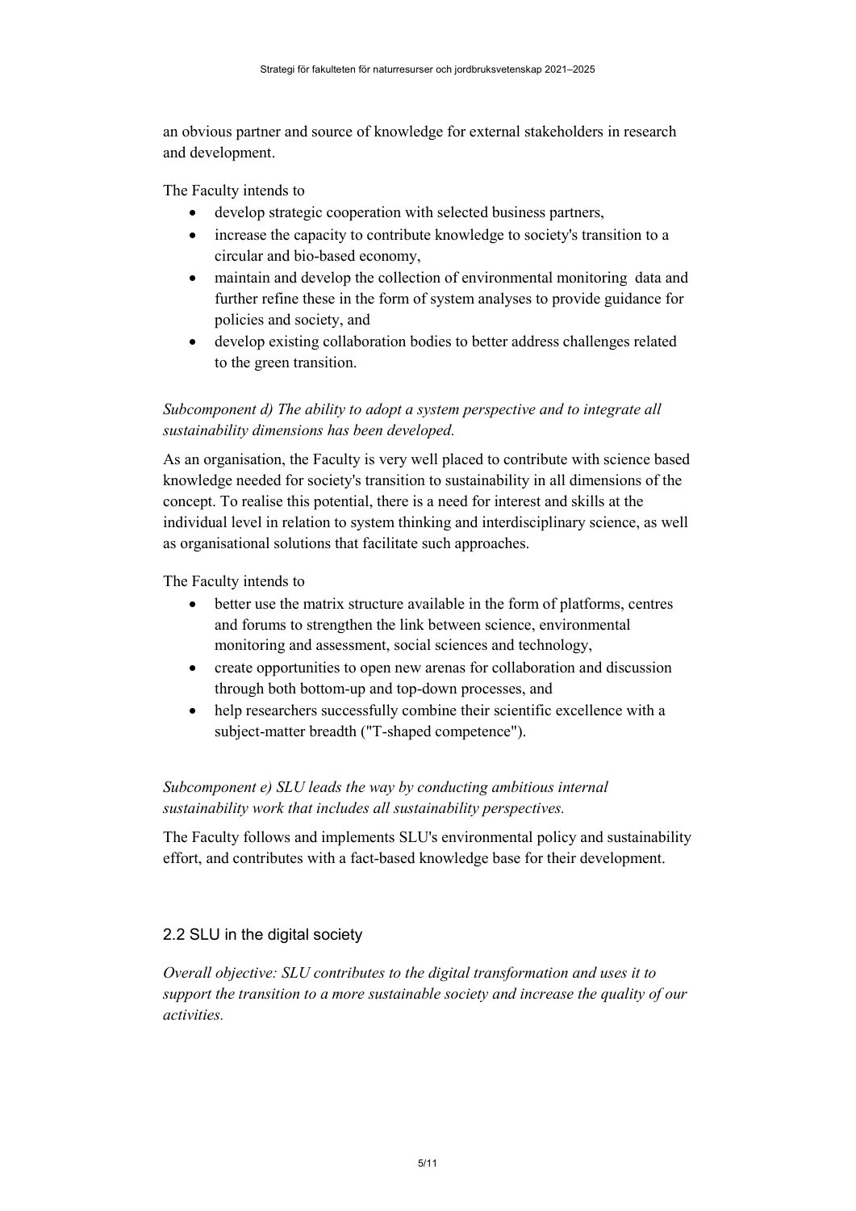an obvious partner and source of knowledge for external stakeholders in research and development.

The Faculty intends to

- develop strategic cooperation with selected business partners,
- increase the capacity to contribute knowledge to society's transition to a circular and bio-based economy,
- maintain and develop the collection of environmental monitoring data and further refine these in the form of system analyses to provide guidance for policies and society, and
- develop existing collaboration bodies to better address challenges related to the green transition.

*Subcomponent d) The ability to adopt a system perspective and to integrate all sustainability dimensions has been developed.*

As an organisation, the Faculty is very well placed to contribute with science based knowledge needed for society's transition to sustainability in all dimensions of the concept. To realise this potential, there is a need for interest and skills at the individual level in relation to system thinking and interdisciplinary science, as well as organisational solutions that facilitate such approaches.

The Faculty intends to

- better use the matrix structure available in the form of platforms, centres and forums to strengthen the link between science, environmental monitoring and assessment, social sciences and technology,
- create opportunities to open new arenas for collaboration and discussion through both bottom-up and top-down processes, and
- help researchers successfully combine their scientific excellence with a subject-matter breadth ("T-shaped competence").

*Subcomponent e) SLU leads the way by conducting ambitious internal sustainability work that includes all sustainability perspectives.*

The Faculty follows and implements SLU's environmental policy and sustainability effort, and contributes with a fact-based knowledge base for their development.

## 2.2 SLU in the digital society

*Overall objective: SLU contributes to the digital transformation and uses it to support the transition to a more sustainable society and increase the quality of our activities.*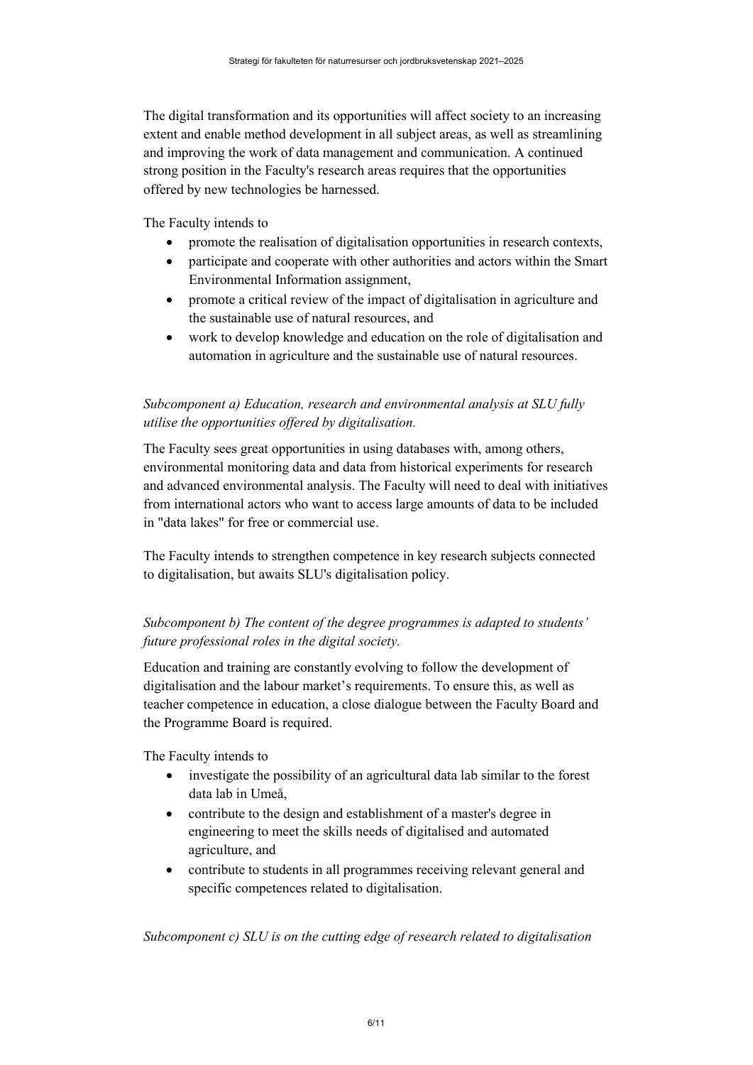The digital transformation and its opportunities will affect society to an increasing extent and enable method development in all subject areas, as well as streamlining and improving the work of data management and communication. A continued strong position in the Faculty's research areas requires that the opportunities offered by new technologies be harnessed.

The Faculty intends to

- promote the realisation of digitalisation opportunities in research contexts,
- participate and cooperate with other authorities and actors within the Smart Environmental Information assignment,
- promote a critical review of the impact of digitalisation in agriculture and the sustainable use of natural resources, and
- work to develop knowledge and education on the role of digitalisation and automation in agriculture and the sustainable use of natural resources.

*Subcomponent a) Education, research and environmental analysis at SLU fully utilise the opportunities offered by digitalisation.*

The Faculty sees great opportunities in using databases with, among others, environmental monitoring data and data from historical experiments for research and advanced environmental analysis. The Faculty will need to deal with initiatives from international actors who want to access large amounts of data to be included in "data lakes" for free or commercial use.

The Faculty intends to strengthen competence in key research subjects connected to digitalisation, but awaits SLU's digitalisation policy.

*Subcomponent b) The content of the degree programmes is adapted to students' future professional roles in the digital society.*

Education and training are constantly evolving to follow the development of digitalisation and the labour market's requirements. To ensure this, as well as teacher competence in education, a close dialogue between the Faculty Board and the Programme Board is required.

The Faculty intends to

- investigate the possibility of an agricultural data lab similar to the forest data lab in Umeå,
- contribute to the design and establishment of a master's degree in engineering to meet the skills needs of digitalised and automated agriculture, and
- contribute to students in all programmes receiving relevant general and specific competences related to digitalisation.

*Subcomponent c) SLU is on the cutting edge of research related to digitalisation*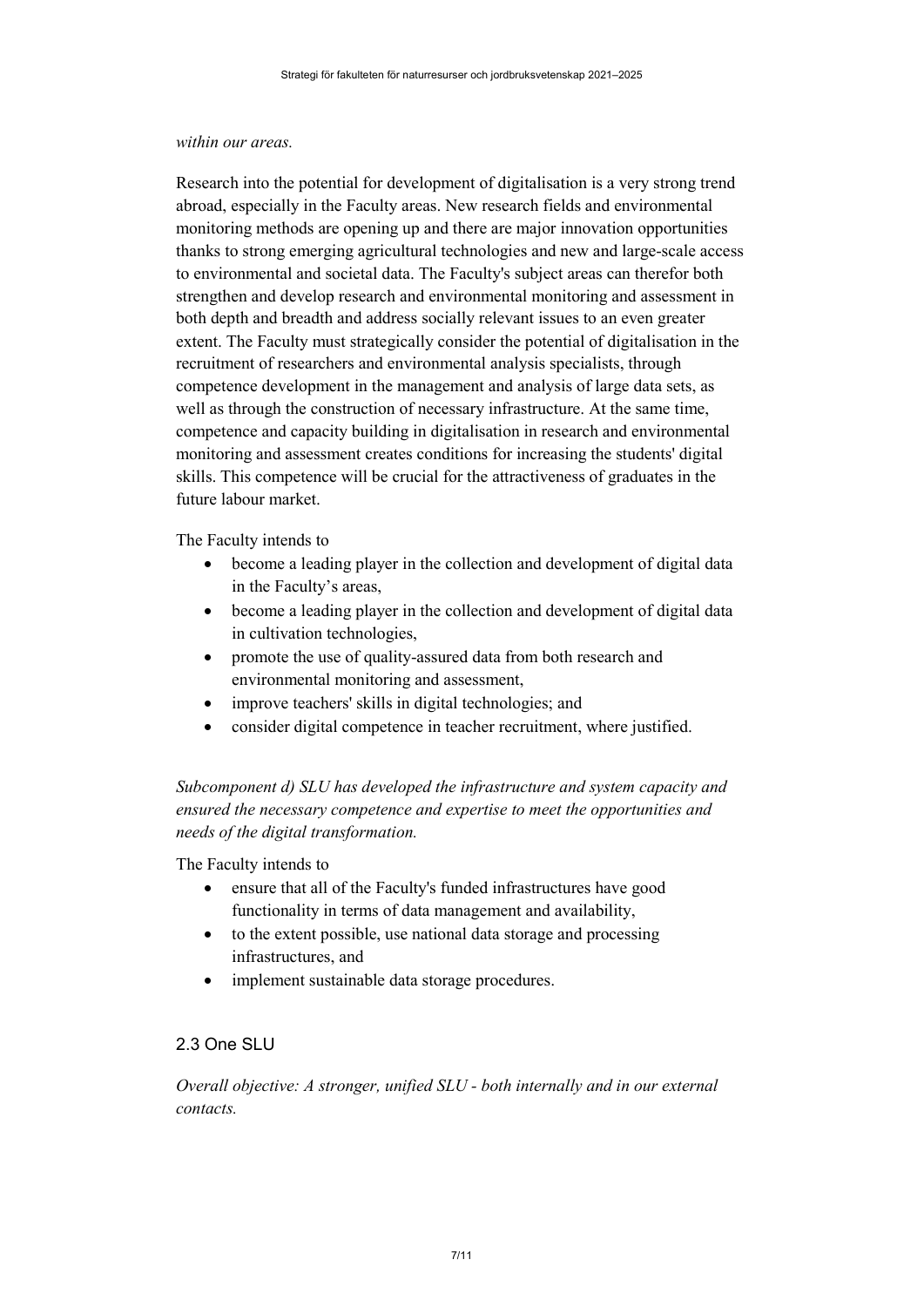*within our areas.*

Research into the potential for development of digitalisation is a very strong trend abroad, especially in the Faculty areas. New research fields and environmental monitoring methods are opening up and there are major innovation opportunities thanks to strong emerging agricultural technologies and new and large-scale access to environmental and societal data. The Faculty's subject areas can therefor both strengthen and develop research and environmental monitoring and assessment in both depth and breadth and address socially relevant issues to an even greater extent. The Faculty must strategically consider the potential of digitalisation in the recruitment of researchers and environmental analysis specialists, through competence development in the management and analysis of large data sets, as well as through the construction of necessary infrastructure. At the same time, competence and capacity building in digitalisation in research and environmental monitoring and assessment creates conditions for increasing the students' digital skills. This competence will be crucial for the attractiveness of graduates in the future labour market.

The Faculty intends to

- become a leading player in the collection and development of digital data in the Faculty's areas,
- become a leading player in the collection and development of digital data in cultivation technologies,
- promote the use of quality-assured data from both research and environmental monitoring and assessment,
- improve teachers' skills in digital technologies; and
- consider digital competence in teacher recruitment, where justified.

*Subcomponent d) SLU has developed the infrastructure and system capacity and ensured the necessary competence and expertise to meet the opportunities and needs of the digital transformation.*

The Faculty intends to

- ensure that all of the Faculty's funded infrastructures have good functionality in terms of data management and availability,
- to the extent possible, use national data storage and processing infrastructures, and
- implement sustainable data storage procedures.

## 2.3 One SLU

*Overall objective: A stronger, unified SLU - both internally and in our external contacts.*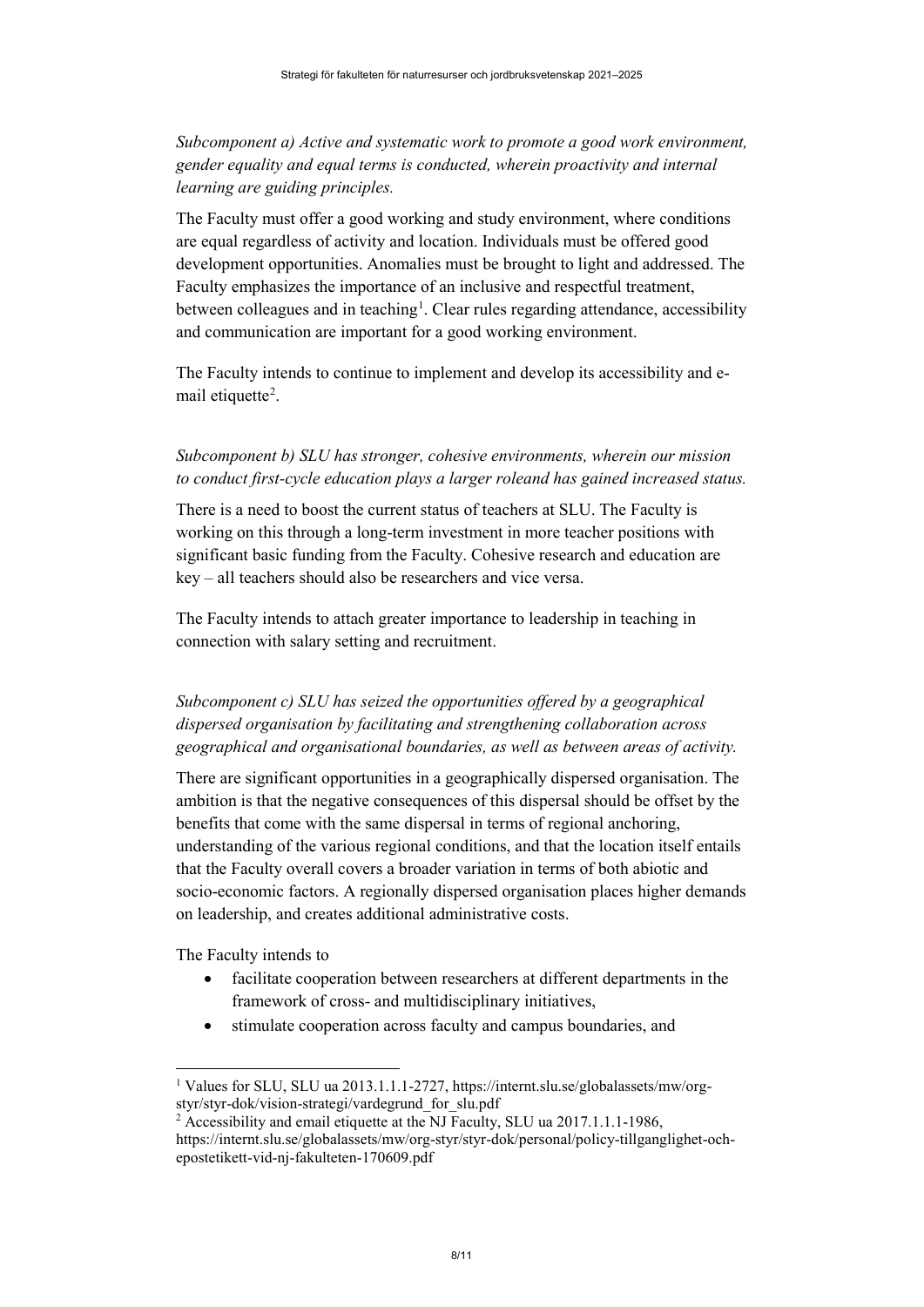*Subcomponent a) Active and systematic work to promote a good work environment, gender equality and equal terms is conducted, wherein proactivity and internal learning are guiding principles.*

The Faculty must offer a good working and study environment, where conditions are equal regardless of activity and location. Individuals must be offered good development opportunities. Anomalies must be brought to light and addressed. The Faculty emphasizes the importance of an inclusive and respectful treatment, between colleagues and in teaching[1]. Clear rules regarding attendance, accessibility and communication are important for a good working environment.

The Faculty intends to continue to implement and develop its accessibility and e-mail etiquette[2].

*Subcomponent b) SLU has stronger, cohesive environments, wherein our mission to conduct first-cycle education plays a larger roleand has gained increased status.*

There is a need to boost the current status of teachers at SLU. The Faculty is working on this through a long-term investment in more teacher positions with significant basic funding from the Faculty. Cohesive research and education are key – all teachers should also be researchers and vice versa.

The Faculty intends to attach greater importance to leadership in teaching in connection with salary setting and recruitment.

*Subcomponent c) SLU has seized the opportunities offered by a geographical dispersed organisation by facilitating and strengthening collaboration across geographical and organisational boundaries, as well as between areas of activity.*

There are significant opportunities in a geographically dispersed organisation. The ambition is that the negative consequences of this dispersal should be offset by the benefits that come with the same dispersal in terms of regional anchoring, understanding of the various regional conditions, and that the location itself entails that the Faculty overall covers a broader variation in terms of both abiotic and socio-economic factors. A regionally dispersed organisation places higher demands on leadership, and creates additional administrative costs.

The Faculty intends to

- facilitate cooperation between researchers at different departments in the framework of cross- and multidisciplinary initiatives,
- stimulate cooperation across faculty and campus boundaries, and

---

[1] Values for SLU, SLU ua 2013.1.1.1-2727, https://internt.slu.se/globalassets/mw/org-styr/styr-dok/vision-strategi/vardegrund_for_slu.pdf

[2] Accessibility and email etiquette at the NJ Faculty, SLU ua 2017.1.1.1-1986, https://internt.slu.se/globalassets/mw/org-styr/styr-dok/personal/policy-tillganglighet-och-epostetikett-vid-nj-fakulteten-170609.pdf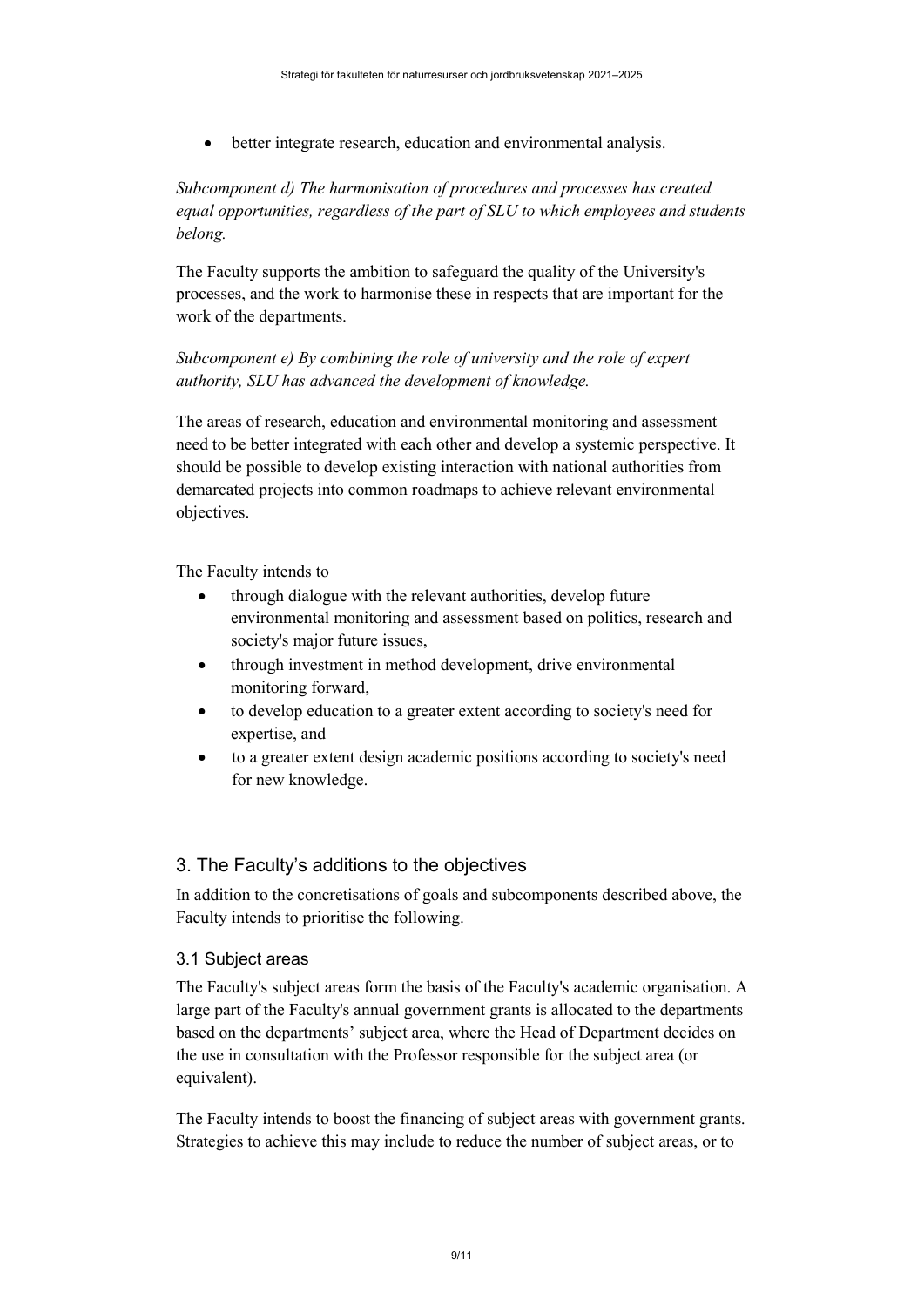- better integrate research, education and environmental analysis.

*Subcomponent d) The harmonisation of procedures and processes has created equal opportunities, regardless of the part of SLU to which employees and students belong.*

The Faculty supports the ambition to safeguard the quality of the University's processes, and the work to harmonise these in respects that are important for the work of the departments.

*Subcomponent e) By combining the role of university and the role of expert authority, SLU has advanced the development of knowledge.*

The areas of research, education and environmental monitoring and assessment need to be better integrated with each other and develop a systemic perspective. It should be possible to develop existing interaction with national authorities from demarcated projects into common roadmaps to achieve relevant environmental objectives.

The Faculty intends to

- through dialogue with the relevant authorities, develop future environmental monitoring and assessment based on politics, research and society's major future issues,
- through investment in method development, drive environmental monitoring forward,
- to develop education to a greater extent according to society's need for expertise, and
- to a greater extent design academic positions according to society's need for new knowledge.

## 3. The Faculty’s additions to the objectives

In addition to the concretisations of goals and subcomponents described above, the Faculty intends to prioritise the following.

### 3.1 Subject areas

The Faculty's subject areas form the basis of the Faculty's academic organisation. A large part of the Faculty's annual government grants is allocated to the departments based on the departments’ subject area, where the Head of Department decides on the use in consultation with the Professor responsible for the subject area (or equivalent).

The Faculty intends to boost the financing of subject areas with government grants. Strategies to achieve this may include to reduce the number of subject areas, or to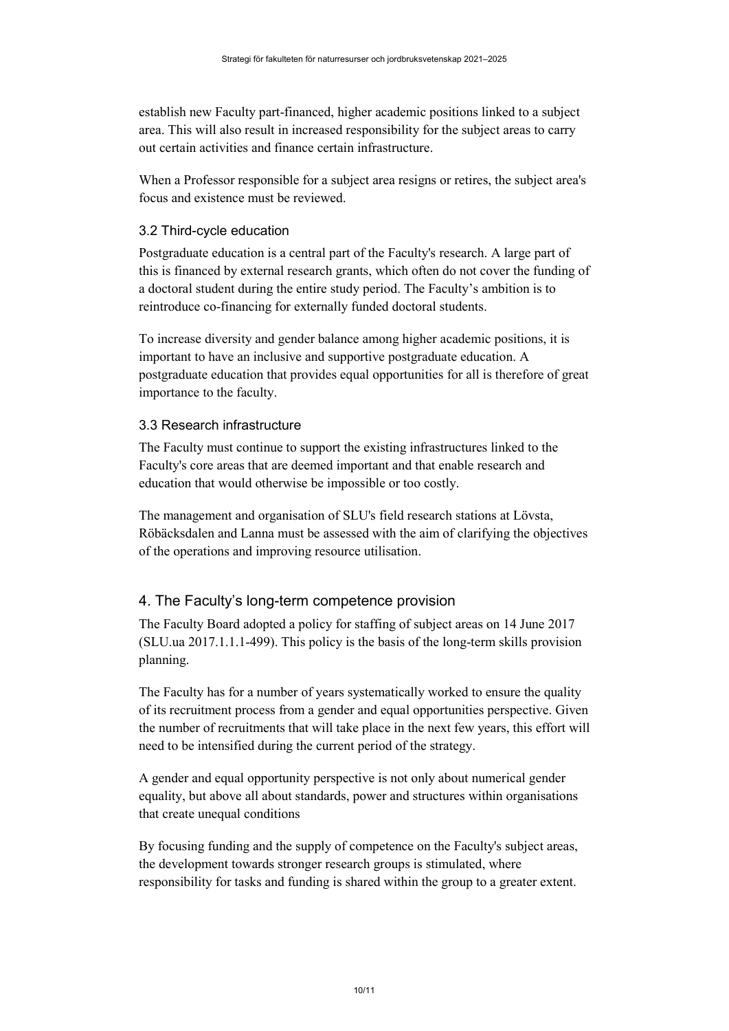establish new Faculty part-financed, higher academic positions linked to a subject area. This will also result in increased responsibility for the subject areas to carry out certain activities and finance certain infrastructure.

When a Professor responsible for a subject area resigns or retires, the subject area's focus and existence must be reviewed.

### 3.2 Third-cycle education

Postgraduate education is a central part of the Faculty's research. A large part of this is financed by external research grants, which often do not cover the funding of a doctoral student during the entire study period. The Faculty's ambition is to reintroduce co-financing for externally funded doctoral students.

To increase diversity and gender balance among higher academic positions, it is important to have an inclusive and supportive postgraduate education. A postgraduate education that provides equal opportunities for all is therefore of great importance to the faculty.

### 3.3 Research infrastructure

The Faculty must continue to support the existing infrastructures linked to the Faculty's core areas that are deemed important and that enable research and education that would otherwise be impossible or too costly.

The management and organisation of SLU's field research stations at Lövsta, Röbäcksdalen and Lanna must be assessed with the aim of clarifying the objectives of the operations and improving resource utilisation.

## 4. The Faculty's long-term competence provision

The Faculty Board adopted a policy for staffing of subject areas on 14 June 2017 (SLU.ua 2017.1.1.1-499). This policy is the basis of the long-term skills provision planning.

The Faculty has for a number of years systematically worked to ensure the quality of its recruitment process from a gender and equal opportunities perspective. Given the number of recruitments that will take place in the next few years, this effort will need to be intensified during the current period of the strategy.

A gender and equal opportunity perspective is not only about numerical gender equality, but above all about standards, power and structures within organisations that create unequal conditions

By focusing funding and the supply of competence on the Faculty's subject areas, the development towards stronger research groups is stimulated, where responsibility for tasks and funding is shared within the group to a greater extent.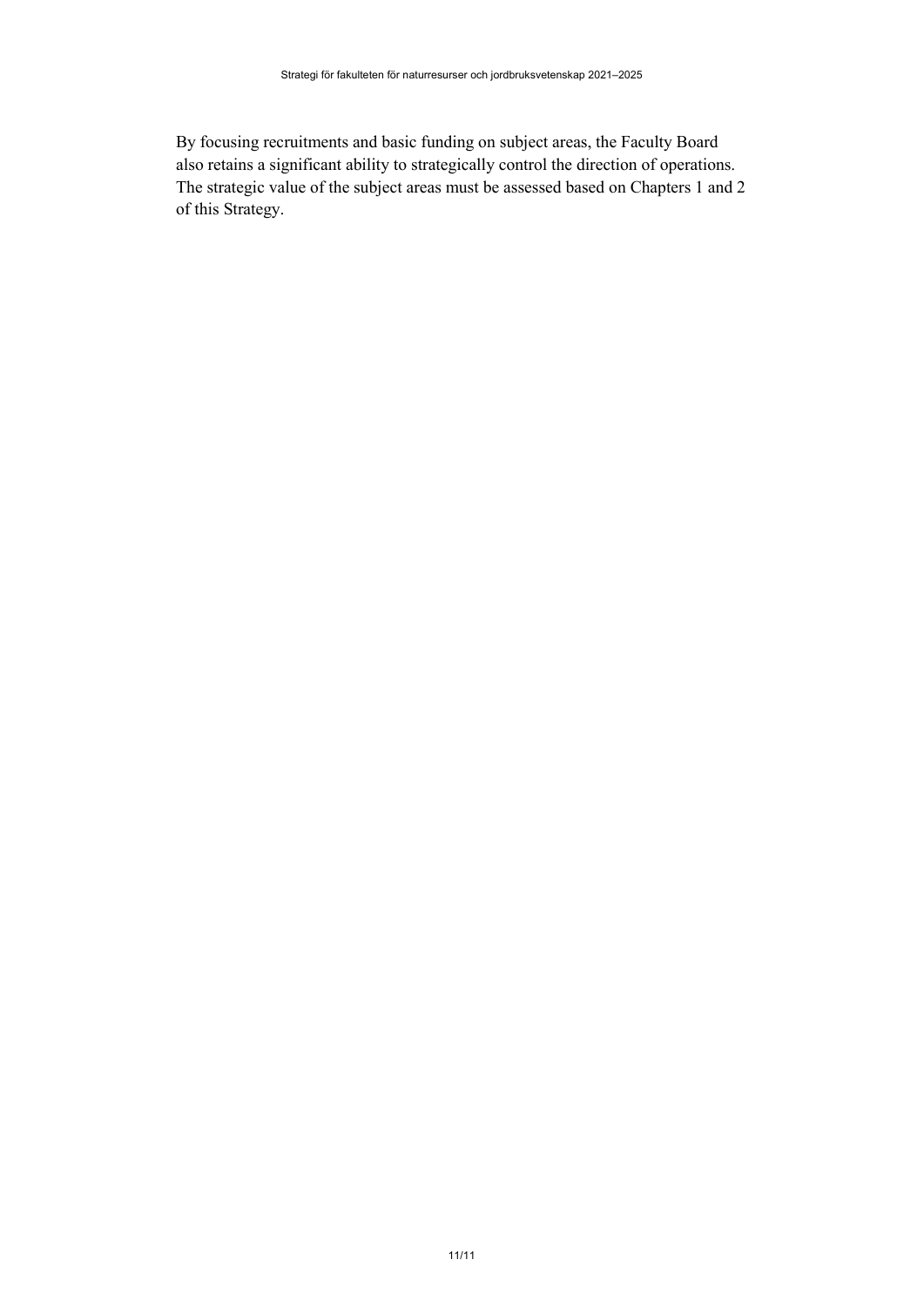By focusing recruitments and basic funding on subject areas, the Faculty Board also retains a significant ability to strategically control the direction of operations. The strategic value of the subject areas must be assessed based on Chapters 1 and 2 of this Strategy.